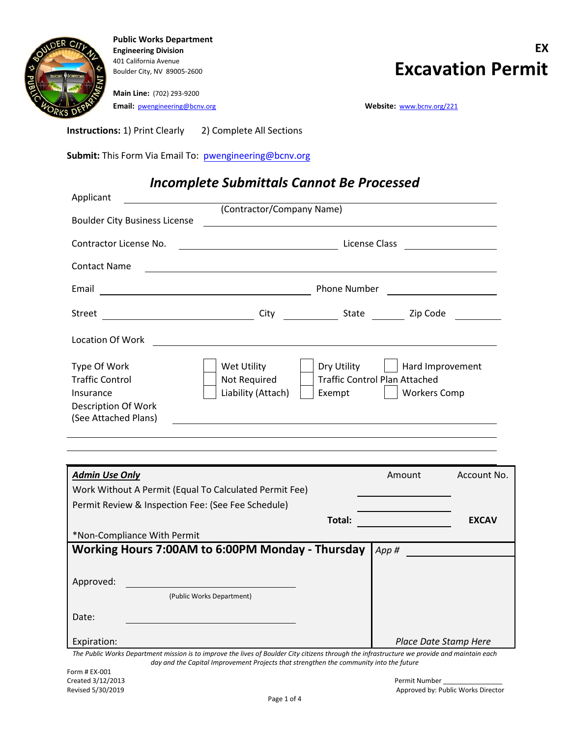**Public Works Department**
**Engineering Division**
401 California Avenue
Boulder City, NV 89005-2600

**Main Line:** (702) 293-9200
**Email:** pwengineering@bcnv.org

**Website:** www.bcnv.org/221

# EX
# Excavation Permit

**Instructions:** 1) Print Clearly 2) Complete All Sections

**Submit:** This Form Via Email To: pwengineering@bcnv.org

## *Incomplete Submittals Cannot Be Processed*

Applicant ______________________________________________
(Contractor/Company Name)

Boulder City Business License ______________________________________________

Contractor License No. ______________________ License Class ______________

Contact Name ______________________________________________

Email ______________________________ Phone Number ______________

Street ______________________ City __________ State ______ Zip Code ________

Location Of Work ______________________________________________

Type Of Work ☐ Wet Utility ☐ Dry Utility ☐ Hard Improvement

Traffic Control ☐ Not Required ☐ Traffic Control Plan Attached

Insurance ☐ Liability (Attach) ☐ Exempt ☐ Workers Comp

Description Of Work
(See Attached Plans) ______________________________________________

______________________________________________

______________________________________________

| ***Admin Use Only*** | Amount | Account No. |
|---|---|---|
| Work Without A Permit (Equal To Calculated Permit Fee) | ________ | |
| Permit Review & Inspection Fee: (See Fee Schedule) | ________ | |
| **Total:** | ________ | **EXCAV** |
| *Non-Compliance With Permit | | |

**Working Hours 7:00AM to 6:00PM Monday - Thursday**

*App #* ____________

Approved: ______________________________
(Public Works Department)

Date: ______________________________

Expiration:

*Place Date Stamp Here*

*The Public Works Department mission is to improve the lives of Boulder City citizens through the infrastructure we provide and maintain each day and the Capital Improvement Projects that strengthen the community into the future*

Form # EX-001
Created 3/12/2013
Revised 5/30/2019

Permit Number ________________
Approved by: Public Works Director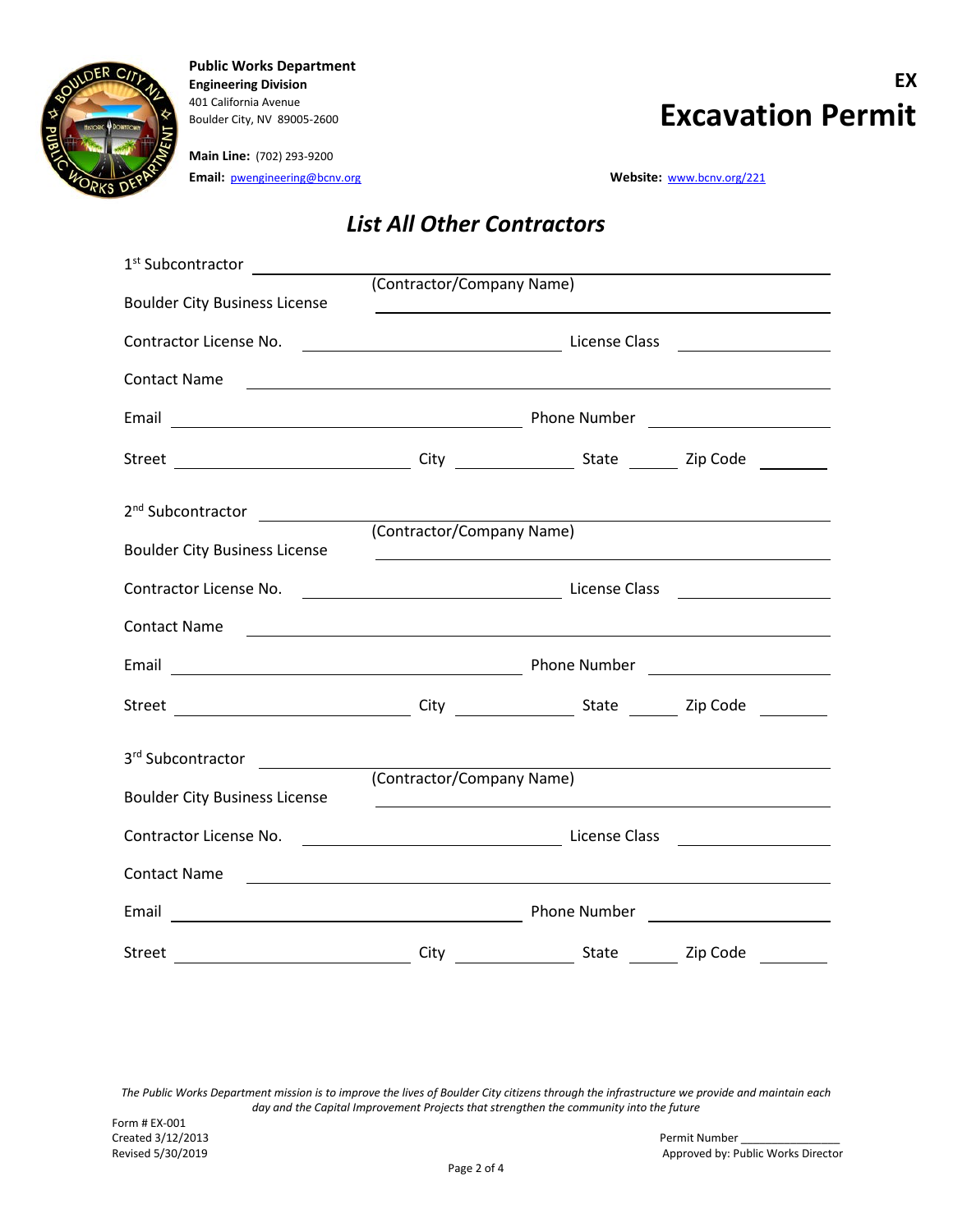**Public Works Department**
**Engineering Division**
401 California Avenue
Boulder City, NV 89005-2600

**Main Line:** (702) 293-9200
**Email:** pwengineering@bcnv.org

**Website:** www.bcnv.org/221

# EX
# Excavation Permit

## *List All Other Contractors*

1st Subcontractor ____________________________________________
(Contractor/Company Name)

Boulder City Business License ____________________________________________

Contractor License No. ______________________ License Class ______________

Contact Name ____________________________________________

Email ______________________________ Phone Number ______________

Street ______________________ City ____________ State ______ Zip Code ________

2nd Subcontractor ____________________________________________
(Contractor/Company Name)

Boulder City Business License ____________________________________________

Contractor License No. ______________________ License Class ______________

Contact Name ____________________________________________

Email ______________________________ Phone Number ______________

Street ______________________ City ____________ State ______ Zip Code ________

3rd Subcontractor ____________________________________________
(Contractor/Company Name)

Boulder City Business License ____________________________________________

Contractor License No. ______________________ License Class ______________

Contact Name ____________________________________________

Email ______________________________ Phone Number ______________

Street ______________________ City ____________ State ______ Zip Code ________

*The Public Works Department mission is to improve the lives of Boulder City citizens through the infrastructure we provide and maintain each day and the Capital Improvement Projects that strengthen the community into the future*

Form # EX-001
Created 3/12/2013
Revised 5/30/2019

Permit Number ______________
Approved by: Public Works Director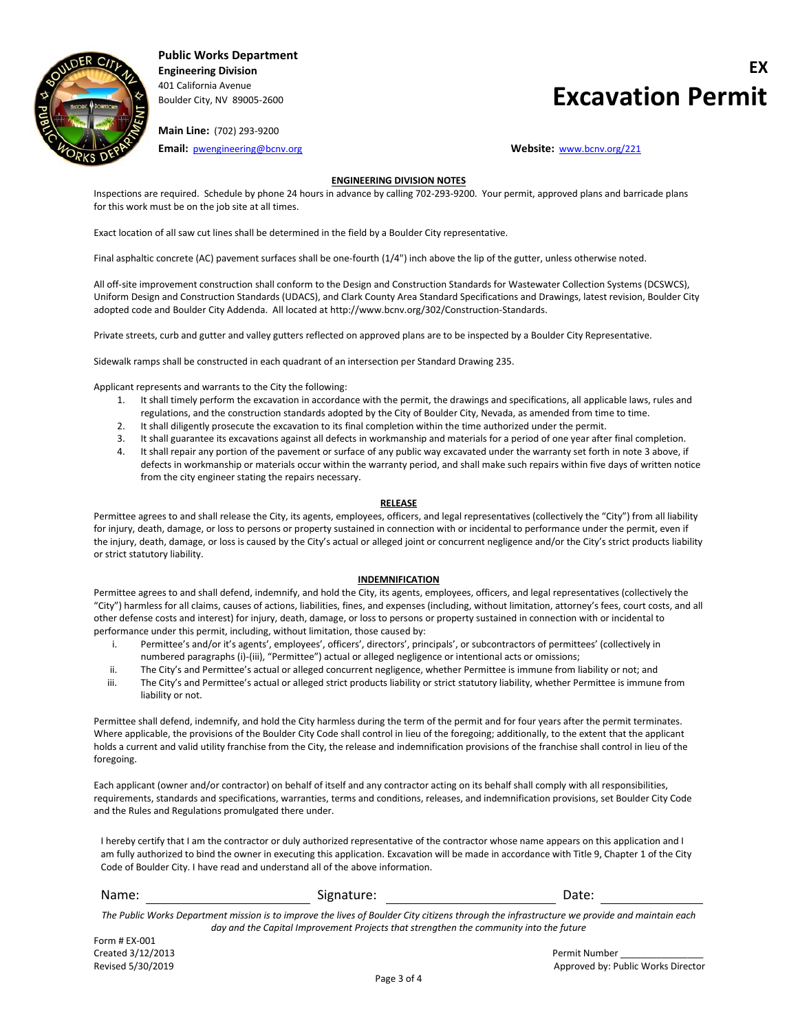**Public Works Department**
**Engineering Division**
401 California Avenue
Boulder City, NV 89005-2600

**Main Line:** (702) 293-9200
**Email:** pwengineering@bcnv.org

**Website:** www.bcnv.org/221

# EX
# Excavation Permit

## ENGINEERING DIVISION NOTES

Inspections are required. Schedule by phone 24 hours in advance by calling 702-293-9200. Your permit, approved plans and barricade plans for this work must be on the job site at all times.

Exact location of all saw cut lines shall be determined in the field by a Boulder City representative.

Final asphaltic concrete (AC) pavement surfaces shall be one-fourth (1/4") inch above the lip of the gutter, unless otherwise noted.

All off-site improvement construction shall conform to the Design and Construction Standards for Wastewater Collection Systems (DCSWCS), Uniform Design and Construction Standards (UDACS), and Clark County Area Standard Specifications and Drawings, latest revision, Boulder City adopted code and Boulder City Addenda. All located at http://www.bcnv.org/302/Construction-Standards.

Private streets, curb and gutter and valley gutters reflected on approved plans are to be inspected by a Boulder City Representative.

Sidewalk ramps shall be constructed in each quadrant of an intersection per Standard Drawing 235.

Applicant represents and warrants to the City the following:

1. It shall timely perform the excavation in accordance with the permit, the drawings and specifications, all applicable laws, rules and regulations, and the construction standards adopted by the City of Boulder City, Nevada, as amended from time to time.
2. It shall diligently prosecute the excavation to its final completion within the time authorized under the permit.
3. It shall guarantee its excavations against all defects in workmanship and materials for a period of one year after final completion.
4. It shall repair any portion of the pavement or surface of any public way excavated under the warranty set forth in note 3 above, if defects in workmanship or materials occur within the warranty period, and shall make such repairs within five days of written notice from the city engineer stating the repairs necessary.

## RELEASE

Permittee agrees to and shall release the City, its agents, employees, officers, and legal representatives (collectively the "City") from all liability for injury, death, damage, or loss to persons or property sustained in connection with or incidental to performance under the permit, even if the injury, death, damage, or loss is caused by the City's actual or alleged joint or concurrent negligence and/or the City's strict products liability or strict statutory liability.

## INDEMNIFICATION

Permittee agrees to and shall defend, indemnify, and hold the City, its agents, employees, officers, and legal representatives (collectively the "City") harmless for all claims, causes of actions, liabilities, fines, and expenses (including, without limitation, attorney's fees, court costs, and all other defense costs and interest) for injury, death, damage, or loss to persons or property sustained in connection with or incidental to performance under this permit, including, without limitation, those caused by:

i. Permittee's and/or it's agents', employees', officers', directors', principals', or subcontractors of permittees' (collectively in numbered paragraphs (i)-(iii), "Permittee") actual or alleged negligence or intentional acts or omissions;
ii. The City's and Permittee's actual or alleged concurrent negligence, whether Permittee is immune from liability or not; and
iii. The City's and Permittee's actual or alleged strict products liability or strict statutory liability, whether Permittee is immune from liability or not.

Permittee shall defend, indemnify, and hold the City harmless during the term of the permit and for four years after the permit terminates. Where applicable, the provisions of the Boulder City Code shall control in lieu of the foregoing; additionally, to the extent that the applicant holds a current and valid utility franchise from the City, the release and indemnification provisions of the franchise shall control in lieu of the foregoing.

Each applicant (owner and/or contractor) on behalf of itself and any contractor acting on its behalf shall comply with all responsibilities, requirements, standards and specifications, warranties, terms and conditions, releases, and indemnification provisions, set Boulder City Code and the Rules and Regulations promulgated there under.

I hereby certify that I am the contractor or duly authorized representative of the contractor whose name appears on this application and I am fully authorized to bind the owner in executing this application. Excavation will be made in accordance with Title 9, Chapter 1 of the City Code of Boulder City. I have read and understand all of the above information.

Name: ____________________ Signature: ____________________ Date: ______________

*The Public Works Department mission is to improve the lives of Boulder City citizens through the infrastructure we provide and maintain each day and the Capital Improvement Projects that strengthen the community into the future*

Form # EX-001
Created 3/12/2013
Revised 5/30/2019

Permit Number ________________
Approved by: Public Works Director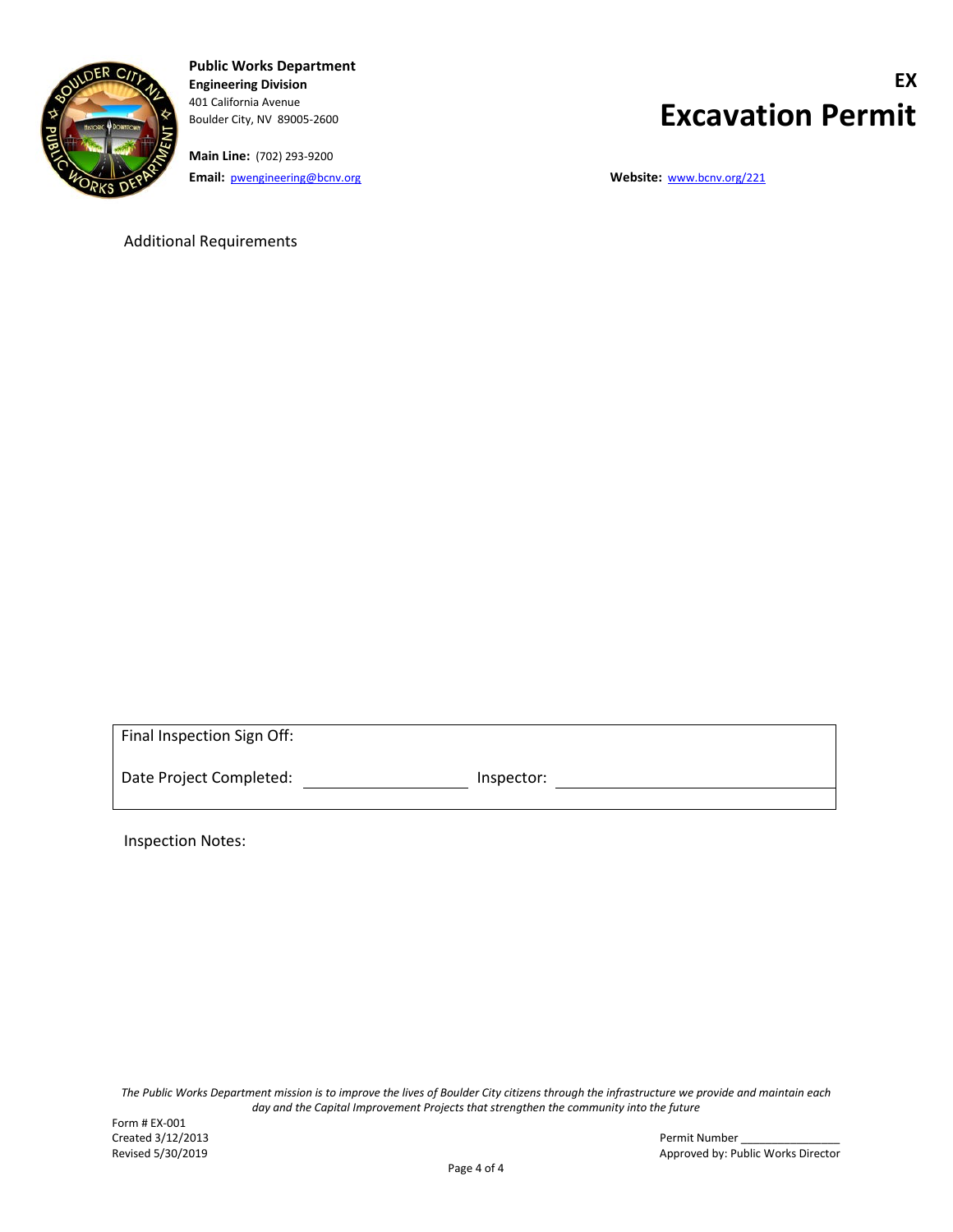**Public Works Department**
**Engineering Division**
401 California Avenue
Boulder City, NV 89005-2600

**Main Line:** (702) 293-9200
**Email:** pwengineering@bcnv.org

# EX
# Excavation Permit

**Website:** www.bcnv.org/221

Additional Requirements

| | | | |
|---|---|---|---|
| Final Inspection Sign Off: | | | |
| Date Project Completed: | ____________ | Inspector: | ____________ |

Inspection Notes:

*The Public Works Department mission is to improve the lives of Boulder City citizens through the infrastructure we provide and maintain each day and the Capital Improvement Projects that strengthen the community into the future*

Form # EX-001
Created 3/12/2013
Revised 5/30/2019

Permit Number ________________
Approved by: Public Works Director